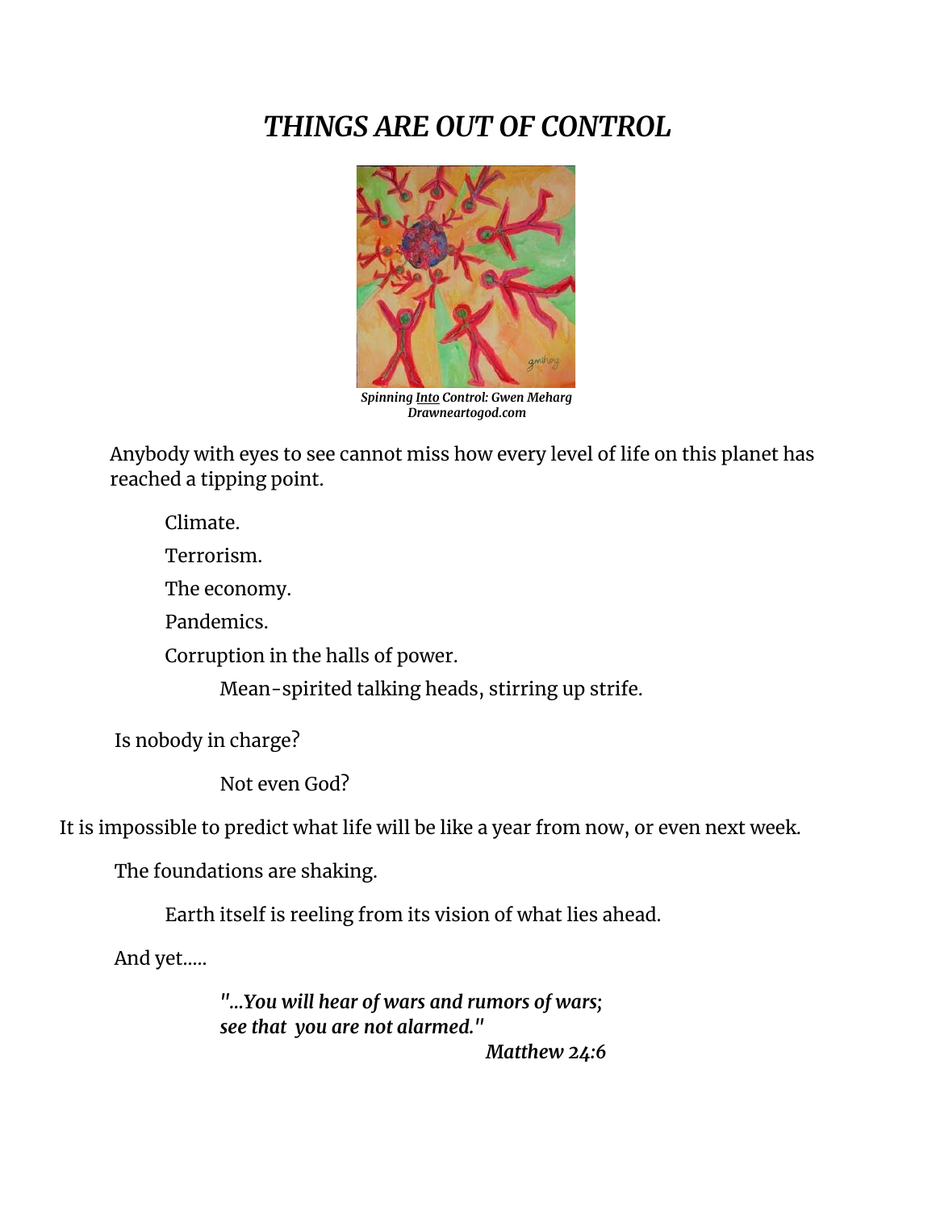# *THINGS ARE OUT OF CONTROL*

***Spinning Into Control: Gwen Meharg***
***Drawneartogod.com***

Anybody with eyes to see cannot miss how every level of life on this planet has reached a tipping point.

Climate.

Terrorism.

The economy.

Pandemics.

Corruption in the halls of power.

Mean-spirited talking heads, stirring up strife.

Is nobody in charge?

Not even God?

It is impossible to predict what life will be like a year from now, or even next week.

The foundations are shaking.

Earth itself is reeling from its vision of what lies ahead.

And yet.....

***"...You will hear of wars and rumors of wars;***
***see that you are not alarmed."***

***Matthew 24:6***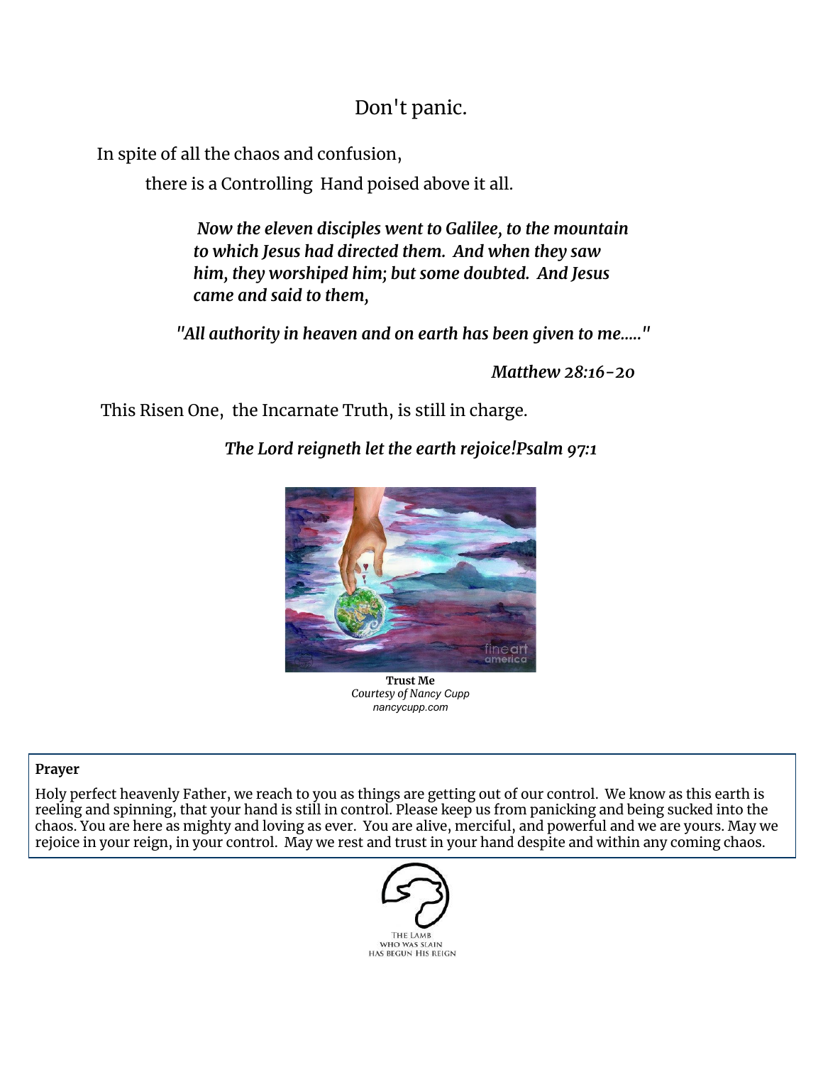Don't panic.

In spite of all the chaos and confusion,

there is a Controlling Hand poised above it all.

> *Now the eleven disciples went to Galilee, to the mountain to which Jesus had directed them. And when they saw him, they worshiped him; but some doubted. And Jesus came and said to them,*
>
> *"All authority in heaven and on earth has been given to me....."*
>
> *Matthew 28:16-20*

This Risen One, the Incarnate Truth, is still in charge.

*The Lord reigneth let the earth rejoice!Psalm 97:1*

**Trust Me**
*Courtesy of Nancy Cupp*
*nancycupp.com*

**Prayer**

Holy perfect heavenly Father, we reach to you as things are getting out of our control. We know as this earth is reeling and spinning, that your hand is still in control. Please keep us from panicking and being sucked into the chaos. You are here as mighty and loving as ever. You are alive, merciful, and powerful and we are yours. May we rejoice in your reign, in your control. May we rest and trust in your hand despite and within any coming chaos.

THE LAMB
WHO WAS SLAIN
HAS BEGUN HIS REIGN